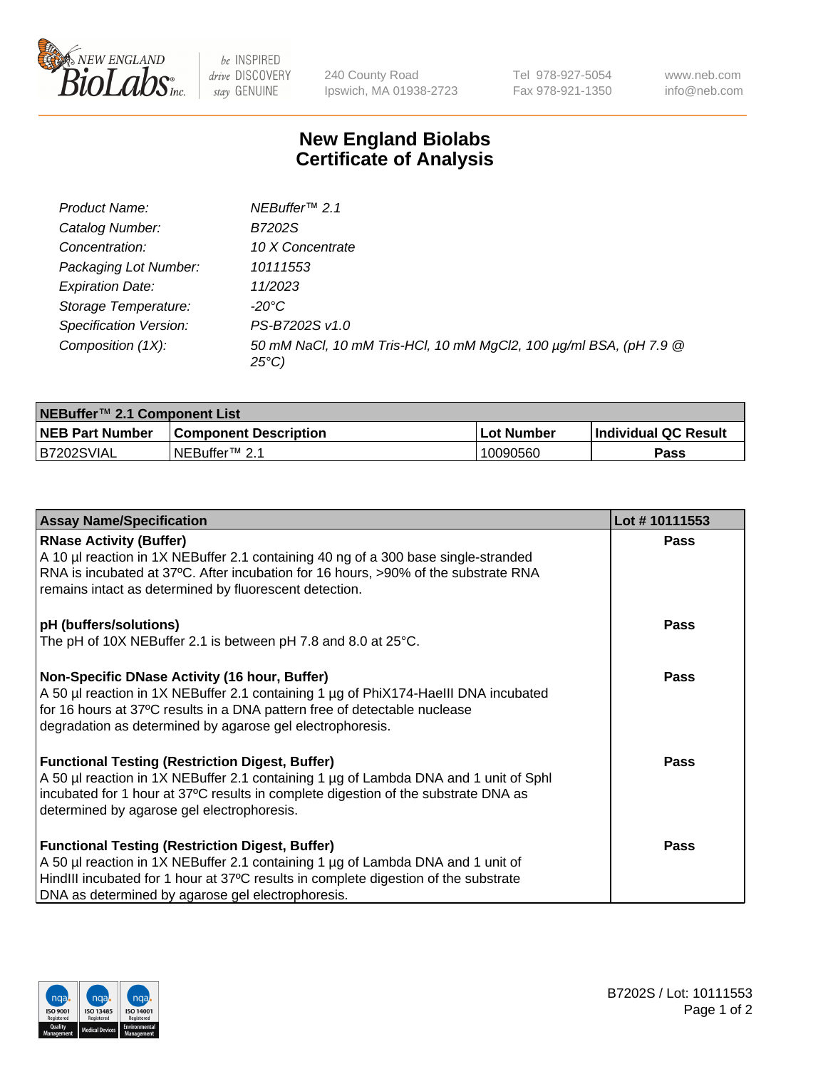# New England Biolabs
# Certificate of Analysis

| | |
|---|---|
| *Product Name:* | *NEBuffer™ 2.1* |
| *Catalog Number:* | *B7202S* |
| *Concentration:* | *10 X Concentrate* |
| *Packaging Lot Number:* | *10111553* |
| *Expiration Date:* | *11/2023* |
| *Storage Temperature:* | *-20°C* |
| *Specification Version:* | *PS-B7202S v1.0* |
| *Composition (1X):* | *50 mM NaCl, 10 mM Tris-HCl, 10 mM $MgCl_2$, 100 µg/ml BSA, (pH 7.9 @ 25°C)* |

| **NEBuffer™ 2.1 Component List** | | | |
|---|---|---|---|
| **NEB Part Number** | **Component Description** | **Lot Number** | **Individual QC Result** |
| B7202SVIAL | NEBuffer™ 2.1 | 10090560 | **Pass** |

| **Assay Name/Specification** | **Lot # 10111553** |
|---|---|
| **RNase Activity (Buffer)**<br>A 10 µl reaction in 1X NEBuffer 2.1 containing 40 ng of a 300 base single-stranded RNA is incubated at 37ºC. After incubation for 16 hours, >90% of the substrate RNA remains intact as determined by fluorescent detection. | **Pass** |
| **pH (buffers/solutions)**<br>The pH of 10X NEBuffer 2.1 is between pH 7.8 and 8.0 at 25°C. | **Pass** |
| **Non-Specific DNase Activity (16 hour, Buffer)**<br>A 50 µl reaction in 1X NEBuffer 2.1 containing 1 µg of PhiX174-HaeIII DNA incubated for 16 hours at 37ºC results in a DNA pattern free of detectable nuclease degradation as determined by agarose gel electrophoresis. | **Pass** |
| **Functional Testing (Restriction Digest, Buffer)**<br>A 50 µl reaction in 1X NEBuffer 2.1 containing 1 µg of Lambda DNA and 1 unit of SphI incubated for 1 hour at 37ºC results in complete digestion of the substrate DNA as determined by agarose gel electrophoresis. | **Pass** |
| **Functional Testing (Restriction Digest, Buffer)**<br>A 50 µl reaction in 1X NEBuffer 2.1 containing 1 µg of Lambda DNA and 1 unit of HindIII incubated for 1 hour at 37ºC results in complete digestion of the substrate DNA as determined by agarose gel electrophoresis. | **Pass** |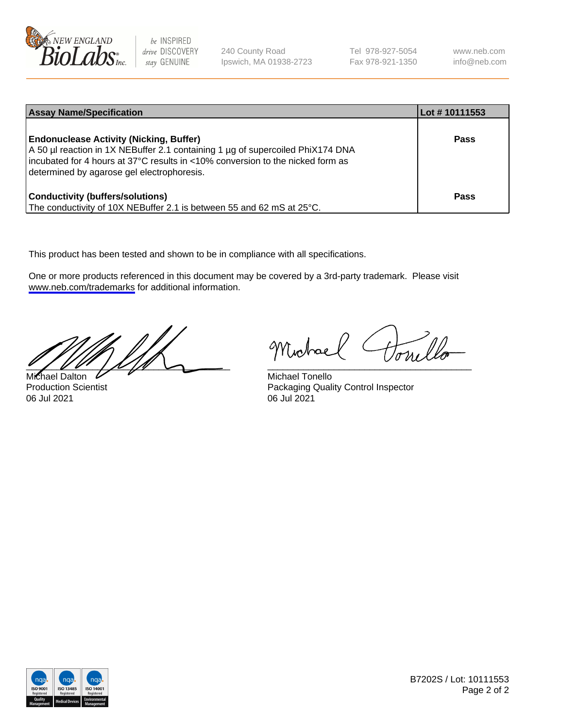| Assay Name/Specification | Lot # 10111553 |
|---|---|
| **Endonuclease Activity (Nicking, Buffer)**<br>A 50 µl reaction in 1X NEBuffer 2.1 containing 1 µg of supercoiled PhiX174 DNA incubated for 4 hours at 37°C results in <10% conversion to the nicked form as determined by agarose gel electrophoresis. | **Pass** |
| **Conductivity (buffers/solutions)**<br>The conductivity of 10X NEBuffer 2.1 is between 55 and 62 mS at 25°C. | **Pass** |

This product has been tested and shown to be in compliance with all specifications.

One or more products referenced in this document may be covered by a 3rd-party trademark. Please visit www.neb.com/trademarks for additional information.

Michael Dalton
Production Scientist
06 Jul 2021

Michael Tonello
Packaging Quality Control Inspector
06 Jul 2021

B7202S / Lot: 10111553